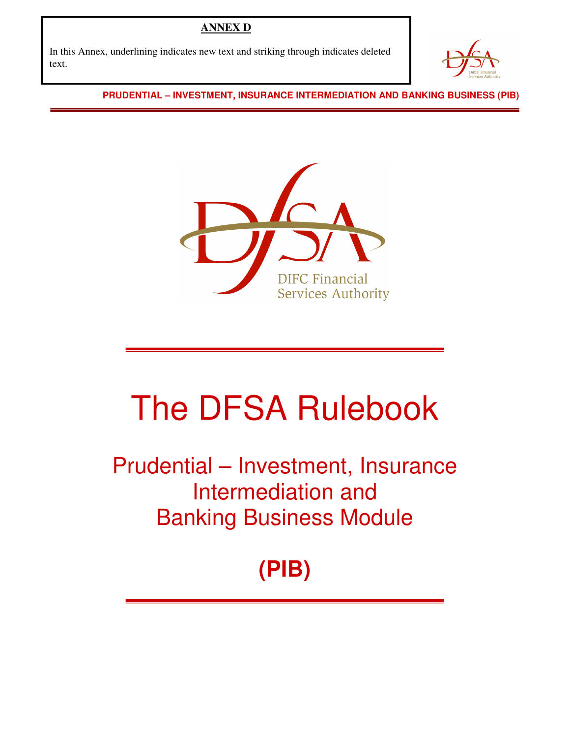**ANNEX D**

In this Annex, underlining indicates new text and striking through indicates deleted text.

PRUDENTIAL – INVESTMENT, INSURANCE INTERMEDIATION AND BANKING BUSINESS (PIB)

DIFC Financial Services Authority

# The DFSA Rulebook

## Prudential – Investment, Insurance Intermediation and Banking Business Module

## (PIB)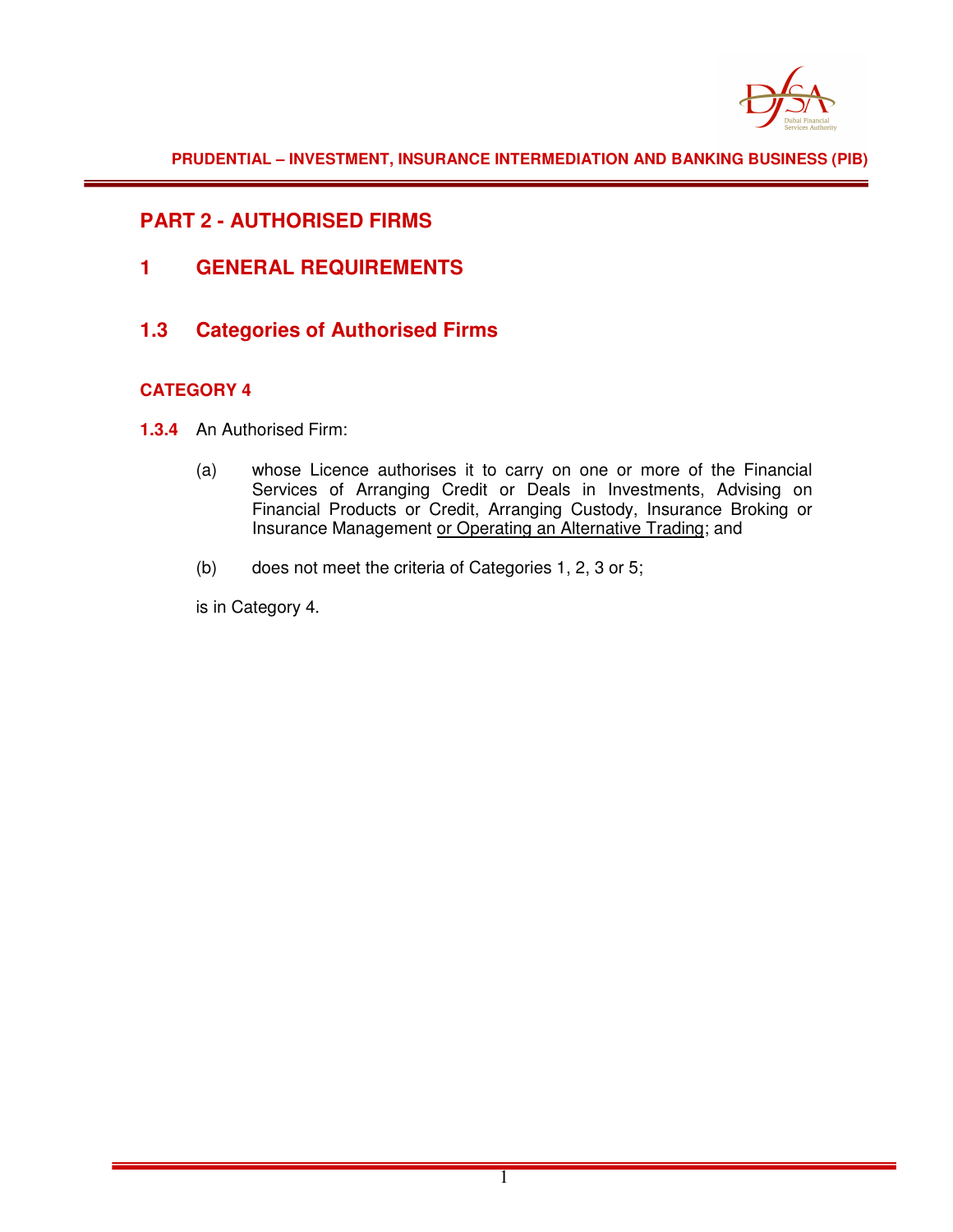# PART 2 - AUTHORISED FIRMS

## 1 GENERAL REQUIREMENTS

## 1.3 Categories of Authorised Firms

### CATEGORY 4

**1.3.4** An Authorised Firm:

(a) whose Licence authorises it to carry on one or more of the Financial Services of Arranging Credit or Deals in Investments, Advising on Financial Products or Credit, Arranging Custody, Insurance Broking or Insurance Management <u>or Operating an Alternative Trading</u>; and

(b) does not meet the criteria of Categories 1, 2, 3 or 5;

is in Category 4.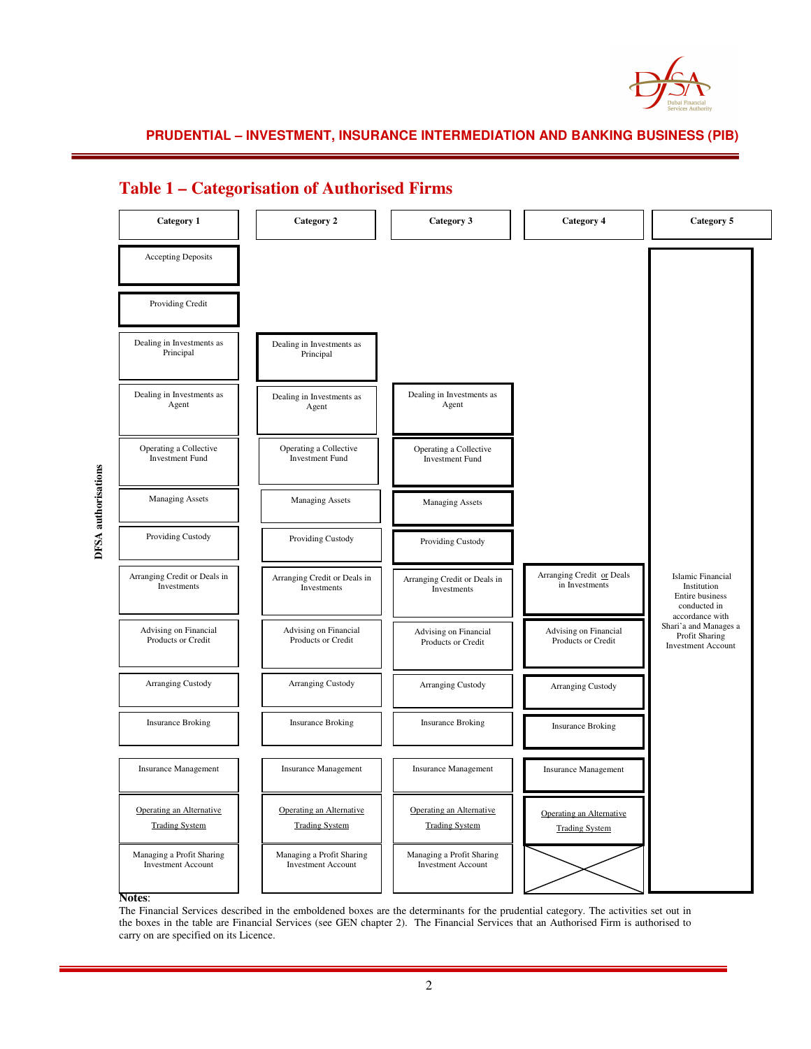## Table 1 – Categorisation of Authorised Firms

DFSA authorisations

| Category 1 | Category 2 | Category 3 | Category 4 | Category 5 |
|---|---|---|---|---|
| **Accepting Deposits** | | | | Islamic Financial Institution Entire business conducted in accordance with Shari'a and Manages a Profit Sharing Investment Account |
| **Providing Credit** | | | | |
| Dealing in Investments as Principal | **Dealing in Investments as Principal** | | | |
| Dealing in Investments as Agent | Dealing in Investments as Agent | **Dealing in Investments as Agent** | | |
| Operating a Collective Investment Fund | Operating a Collective Investment Fund | **Operating a Collective Investment Fund** | | |
| Managing Assets | Managing Assets | **Managing Assets** | | |
| Providing Custody | Providing Custody | **Providing Custody** | | |
| Arranging Credit or Deals in Investments | Arranging Credit or Deals in Investments | Arranging Credit or Deals in Investments | **Arranging Credit or Deals in Investments** | |
| Advising on Financial Products or Credit | Advising on Financial Products or Credit | Advising on Financial Products or Credit | **Advising on Financial Products or Credit** | |
| Arranging Custody | Arranging Custody | Arranging Custody | **Arranging Custody** | |
| Insurance Broking | Insurance Broking | Insurance Broking | **Insurance Broking** | |
| Insurance Management | Insurance Management | Insurance Management | **Insurance Management** | |
| Operating an Alternative Trading System | Operating an Alternative Trading System | Operating an Alternative Trading System | **Operating an Alternative Trading System** | |
| Managing a Profit Sharing Investment Account | Managing a Profit Sharing Investment Account | Managing a Profit Sharing Investment Account | X | |

**Notes**:
The Financial Services described in the emboldened boxes are the determinants for the prudential category. The activities set out in the boxes in the table are Financial Services (see GEN chapter 2). The Financial Services that an Authorised Firm is authorised to carry on are specified on its Licence.